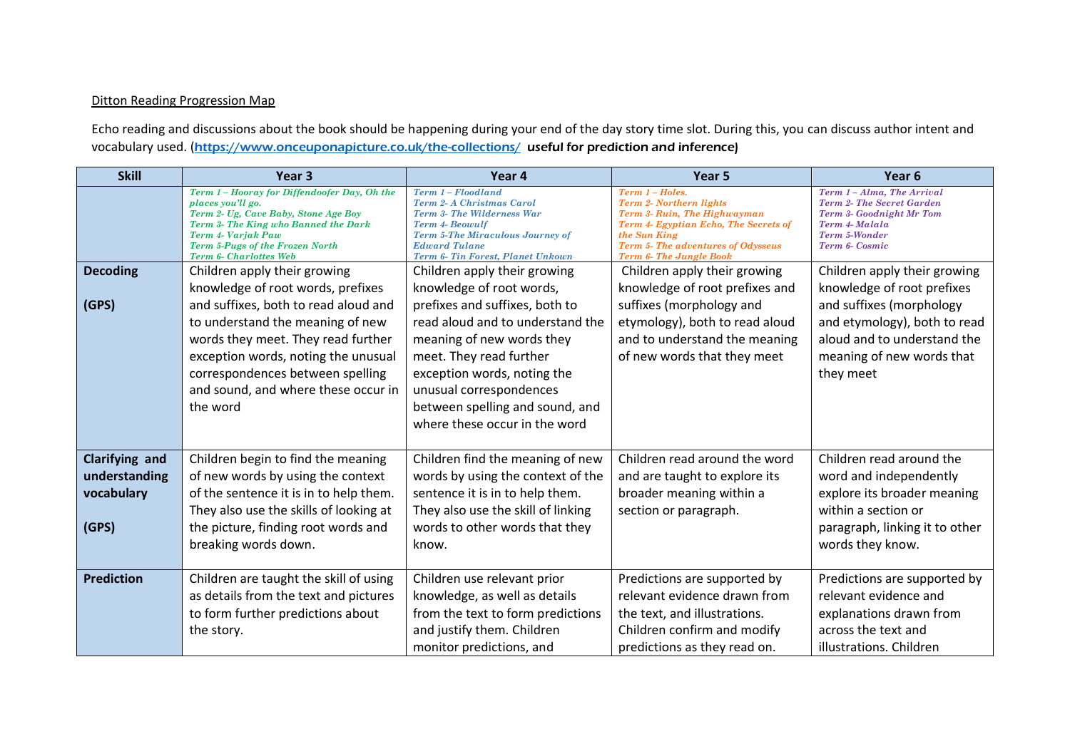Ditton Reading Progression Map

Echo reading and discussions about the book should be happening during your end of the day story time slot. During this, you can discuss author intent and vocabulary used. (**https://www.onceuponapicture.co.uk/the-collections/ useful for prediction and inference)**

| Skill | Year 3 | Year 4 | Year 5 | Year 6 |
|---|---|---|---|---|
| | *Term 1 – Hooray for Diffendoofer Day, Oh the places you'll go.*<br>*Term 2- Ug, Cave Baby, Stone Age Boy*<br>*Term 3- The King who Banned the Dark*<br>*Term 4- Varjak Paw*<br>*Term 5-Pugs of the Frozen North*<br>*Term 6- Charlottes Web* | *Term 1 – Floodland*<br>*Term 2- A Christmas Carol*<br>*Term 3- The Wilderness War*<br>*Term 4- Beowulf*<br>*Term 5-The Miraculous Journey of Edward Tulane*<br>*Term 6- Tin Forest, Planet Unkown* | *Term 1 – Holes.*<br>*Term 2- Northern lights*<br>*Term 3- Ruin, The Highwayman*<br>*Term 4- Egyptian Echo, The Secrets of the Sun King*<br>*Term 5- The adventures of Odysseus*<br>*Term 6- The Jungle Book* | *Term 1 – Alma, The Arrival*<br>*Term 2- The Secret Garden*<br>*Term 3- Goodnight Mr Tom*<br>*Term 4- Malala*<br>*Term 5-Wonder*<br>*Term 6- Cosmic* |
| **Decoding**<br><br>**(GPS)** | Children apply their growing knowledge of root words, prefixes and suffixes, both to read aloud and to understand the meaning of new words they meet. They read further exception words, noting the unusual correspondences between spelling and sound, and where these occur in the word | Children apply their growing knowledge of root words, prefixes and suffixes, both to read aloud and to understand the meaning of new words they meet. They read further exception words, noting the unusual correspondences between spelling and sound, and where these occur in the word | Children apply their growing knowledge of root prefixes and suffixes (morphology and etymology), both to read aloud and to understand the meaning of new words that they meet | Children apply their growing knowledge of root prefixes and suffixes (morphology and etymology), both to read aloud and to understand the meaning of new words that they meet |
| **Clarifying and understanding vocabulary**<br><br>**(GPS)** | Children begin to find the meaning of new words by using the context of the sentence it is in to help them. They also use the skills of looking at the picture, finding root words and breaking words down. | Children find the meaning of new words by using the context of the sentence it is in to help them. They also use the skill of linking words to other words that they know. | Children read around the word and are taught to explore its broader meaning within a section or paragraph. | Children read around the word and independently explore its broader meaning within a section or paragraph, linking it to other words they know. |
| **Prediction** | Children are taught the skill of using as details from the text and pictures to form further predictions about the story. | Children use relevant prior knowledge, as well as details from the text to form predictions and justify them. Children monitor predictions, and | Predictions are supported by relevant evidence drawn from the text, and illustrations. Children confirm and modify predictions as they read on. | Predictions are supported by relevant evidence and explanations drawn from across the text and illustrations. Children |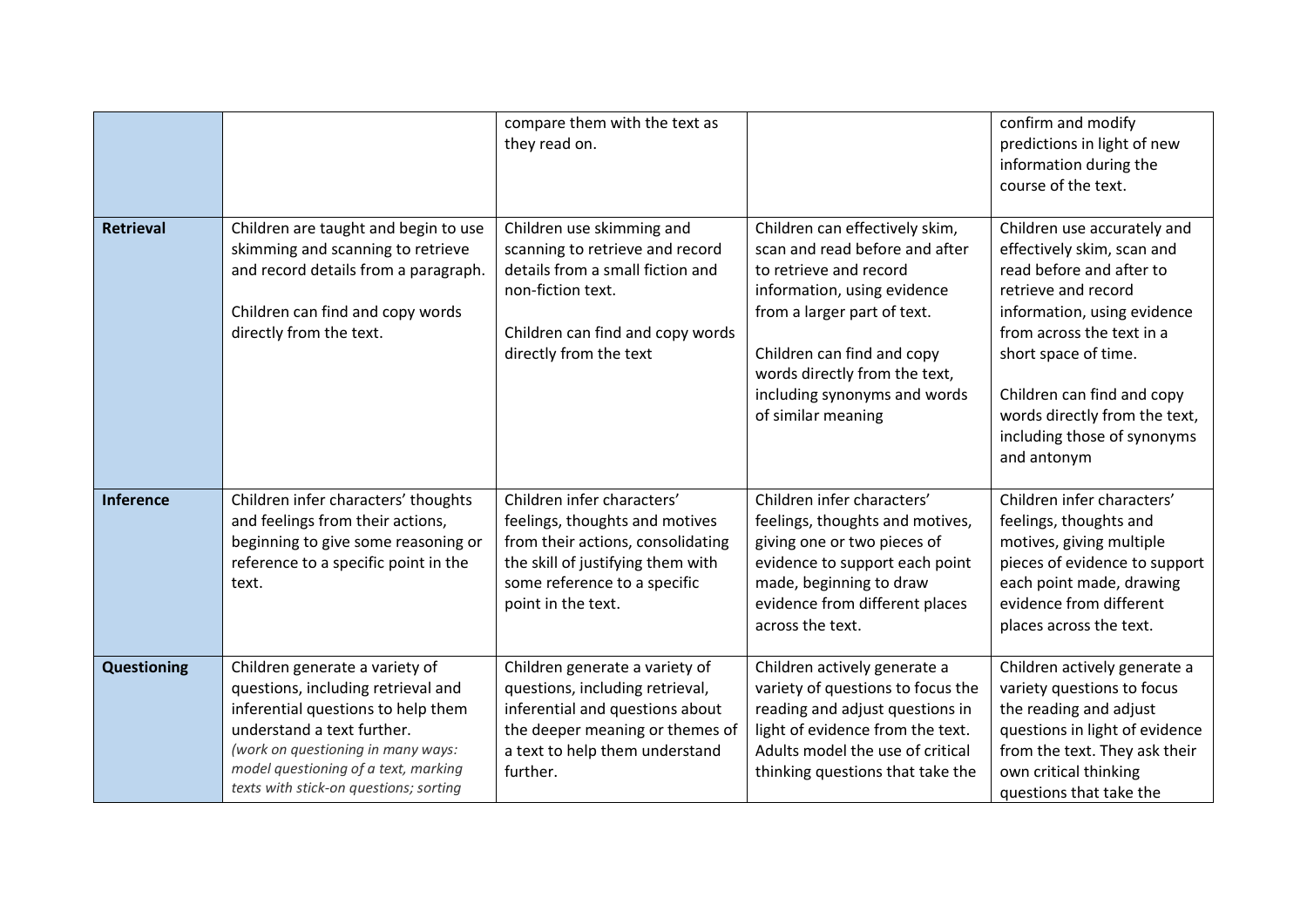| | | | | |
|---|---|---|---|---|
| | | compare them with the text as they read on. | | confirm and modify predictions in light of new information during the course of the text. |
| **Retrieval** | Children are taught and begin to use skimming and scanning to retrieve and record details from a paragraph.<br><br>Children can find and copy words directly from the text. | Children use skimming and scanning to retrieve and record details from a small fiction and non-fiction text.<br><br>Children can find and copy words directly from the text | Children can effectively skim, scan and read before and after to retrieve and record information, using evidence from a larger part of text.<br><br>Children can find and copy words directly from the text, including synonyms and words of similar meaning | Children use accurately and effectively skim, scan and read before and after to retrieve and record information, using evidence from across the text in a short space of time.<br><br>Children can find and copy words directly from the text, including those of synonyms and antonym |
| **Inference** | Children infer characters' thoughts and feelings from their actions, beginning to give some reasoning or reference to a specific point in the text. | Children infer characters' feelings, thoughts and motives from their actions, consolidating the skill of justifying them with some reference to a specific point in the text. | Children infer characters' feelings, thoughts and motives, giving one or two pieces of evidence to support each point made, beginning to draw evidence from different places across the text. | Children infer characters' feelings, thoughts and motives, giving multiple pieces of evidence to support each point made, drawing evidence from different places across the text. |
| **Questioning** | Children generate a variety of questions, including retrieval and inferential questions to help them understand a text further.<br>*(work on questioning in many ways: model questioning of a text, marking texts with stick-on questions; sorting* | Children generate a variety of questions, including retrieval, inferential and questions about the deeper meaning or themes of a text to help them understand further. | Children actively generate a variety of questions to focus the reading and adjust questions in light of evidence from the text. Adults model the use of critical thinking questions that take the | Children actively generate a variety questions to focus the reading and adjust questions in light of evidence from the text. They ask their own critical thinking questions that take the |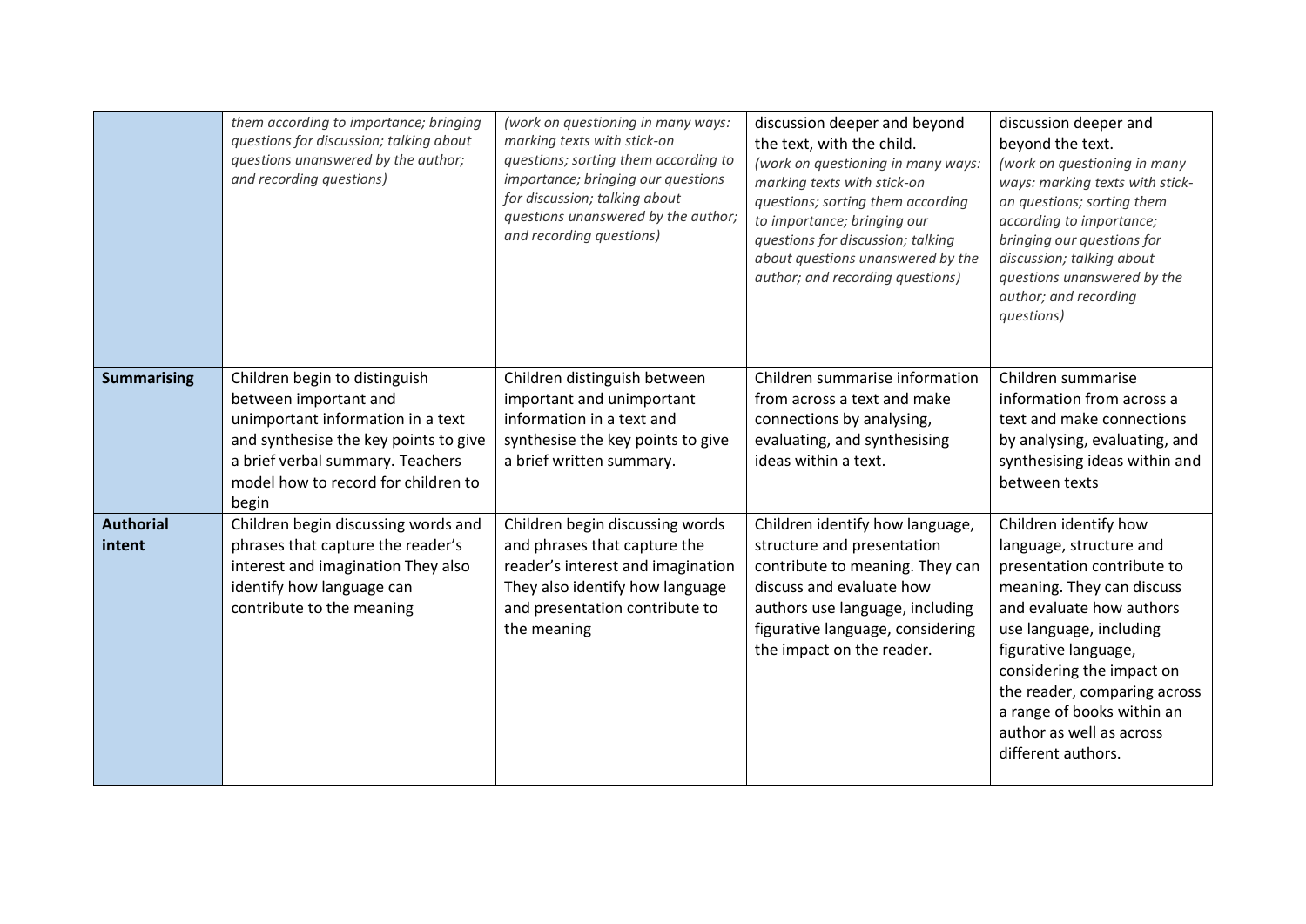| | | | | |
|---|---|---|---|---|
| | *them according to importance; bringing questions for discussion; talking about questions unanswered by the author; and recording questions)* | *(work on questioning in many ways: marking texts with stick-on questions; sorting them according to importance; bringing our questions for discussion; talking about questions unanswered by the author; and recording questions)* | discussion deeper and beyond the text, with the child. *(work on questioning in many ways: marking texts with stick-on questions; sorting them according to importance; bringing our questions for discussion; talking about questions unanswered by the author; and recording questions)* | discussion deeper and beyond the text. *(work on questioning in many ways: marking texts with stick-on questions; sorting them according to importance; bringing our questions for discussion; talking about questions unanswered by the author; and recording questions)* |
| **Summarising** | Children begin to distinguish between important and unimportant information in a text and synthesise the key points to give a brief verbal summary. Teachers model how to record for children to begin | Children distinguish between important and unimportant information in a text and synthesise the key points to give a brief written summary. | Children summarise information from across a text and make connections by analysing, evaluating, and synthesising ideas within a text. | Children summarise information from across a text and make connections by analysing, evaluating, and synthesising ideas within and between texts |
| **Authorial intent** | Children begin discussing words and phrases that capture the reader's interest and imagination They also identify how language can contribute to the meaning | Children begin discussing words and phrases that capture the reader's interest and imagination They also identify how language and presentation contribute to the meaning | Children identify how language, structure and presentation contribute to meaning. They can discuss and evaluate how authors use language, including figurative language, considering the impact on the reader. | Children identify how language, structure and presentation contribute to meaning. They can discuss and evaluate how authors use language, including figurative language, considering the impact on the reader, comparing across a range of books within an author as well as across different authors. |